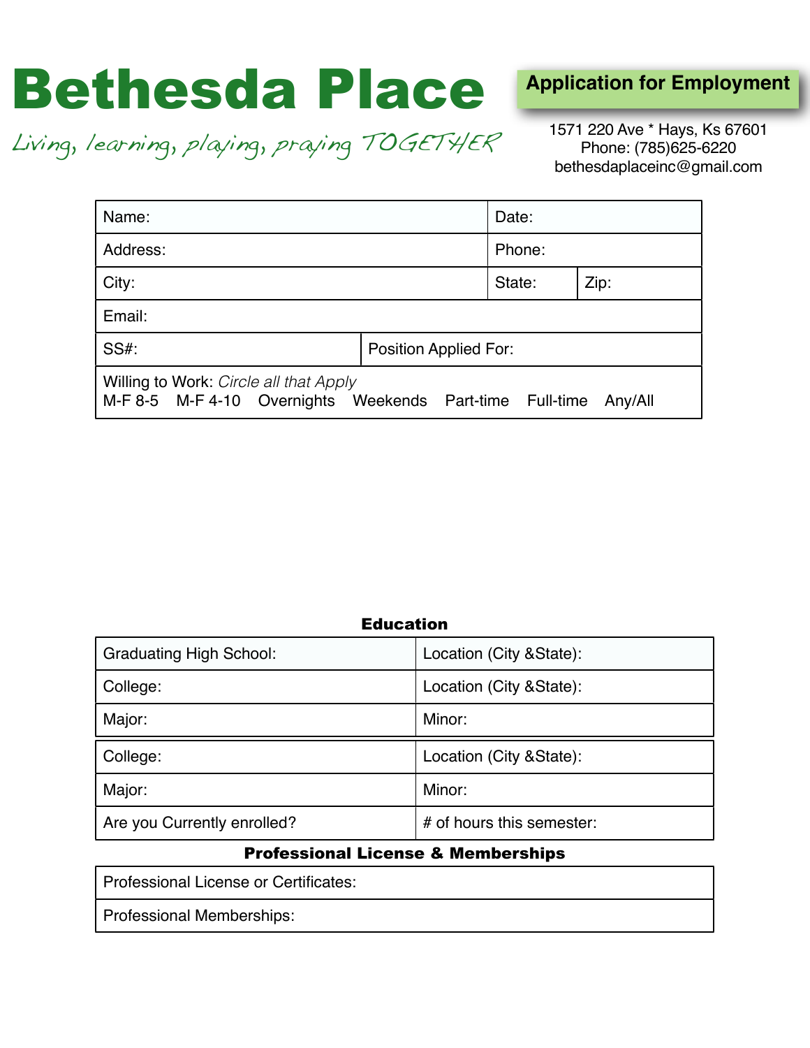# Bethesda Place

*Living, learning, playing, praying TOGETHER*

**Application for Employment**

1571 220 Ave * Hays, Ks 67601
Phone: (785)625-6220
bethesdaplaceinc@gmail.com

| Name: | | Date: | |
|---|---|---|---|
| Address: | | Phone: | |
| City: | | State: | Zip: |
| Email: | | | |
| SS#: | Position Applied For: | | |

Willing to Work: *Circle all that Apply*
M-F 8-5    M-F 4-10    Overnights    Weekends    Part-time    Full-time    Any/All

**Education**

| Graduating High School: | Location (City &State): |
|---|---|
| College: | Location (City &State): |
| Major: | Minor: |
| College: | Location (City &State): |
| Major: | Minor: |
| Are you Currently enrolled? | # of hours this semester: |

**Professional License & Memberships**

| Professional License or Certificates: |
|---|
| Professional Memberships: |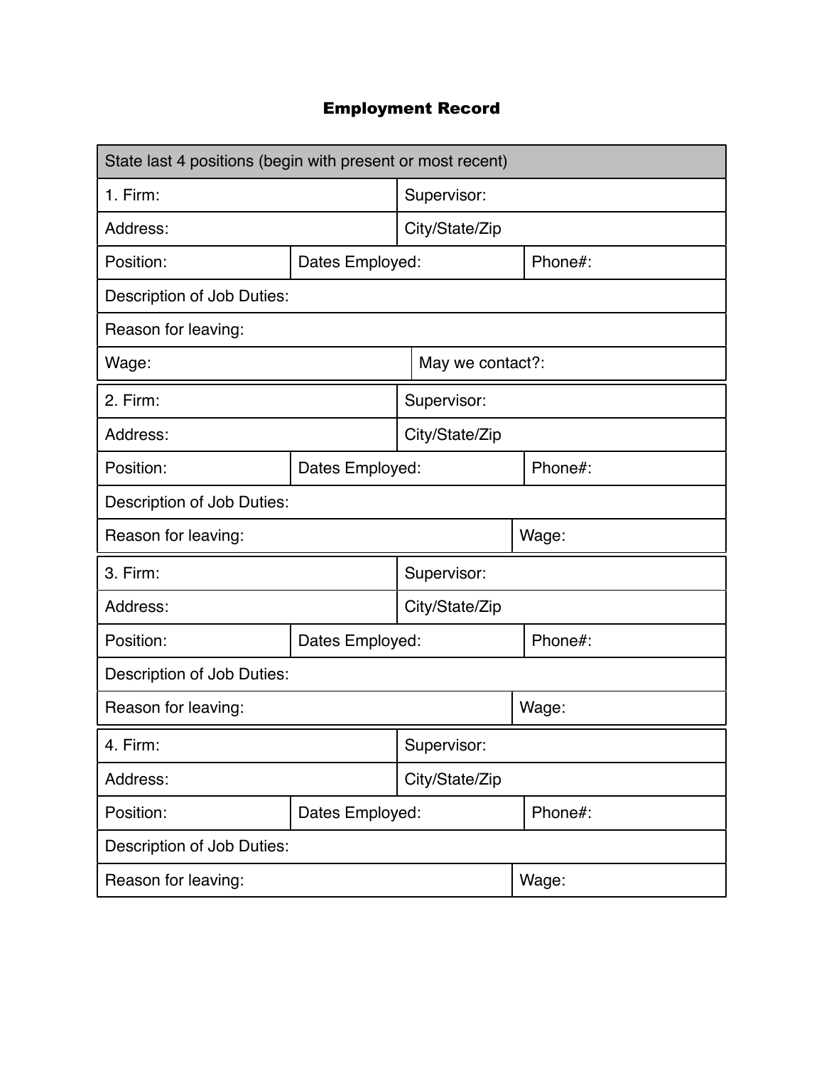# Employment Record

| State last 4 positions (begin with present or most recent) | | |
|---|---|---|
| 1. Firm: | Supervisor: | |
| Address: | City/State/Zip | |
| Position: | Dates Employed: | Phone#: |
| Description of Job Duties: | | |
| Reason for leaving: | | |
| Wage: | May we contact?: | |
| 2. Firm: | Supervisor: | |
| Address: | City/State/Zip | |
| Position: | Dates Employed: | Phone#: |
| Description of Job Duties: | | |
| Reason for leaving: | | Wage: |
| 3. Firm: | Supervisor: | |
| Address: | City/State/Zip | |
| Position: | Dates Employed: | Phone#: |
| Description of Job Duties: | | |
| Reason for leaving: | | Wage: |
| 4. Firm: | Supervisor: | |
| Address: | City/State/Zip | |
| Position: | Dates Employed: | Phone#: |
| Description of Job Duties: | | |
| Reason for leaving: | | Wage: |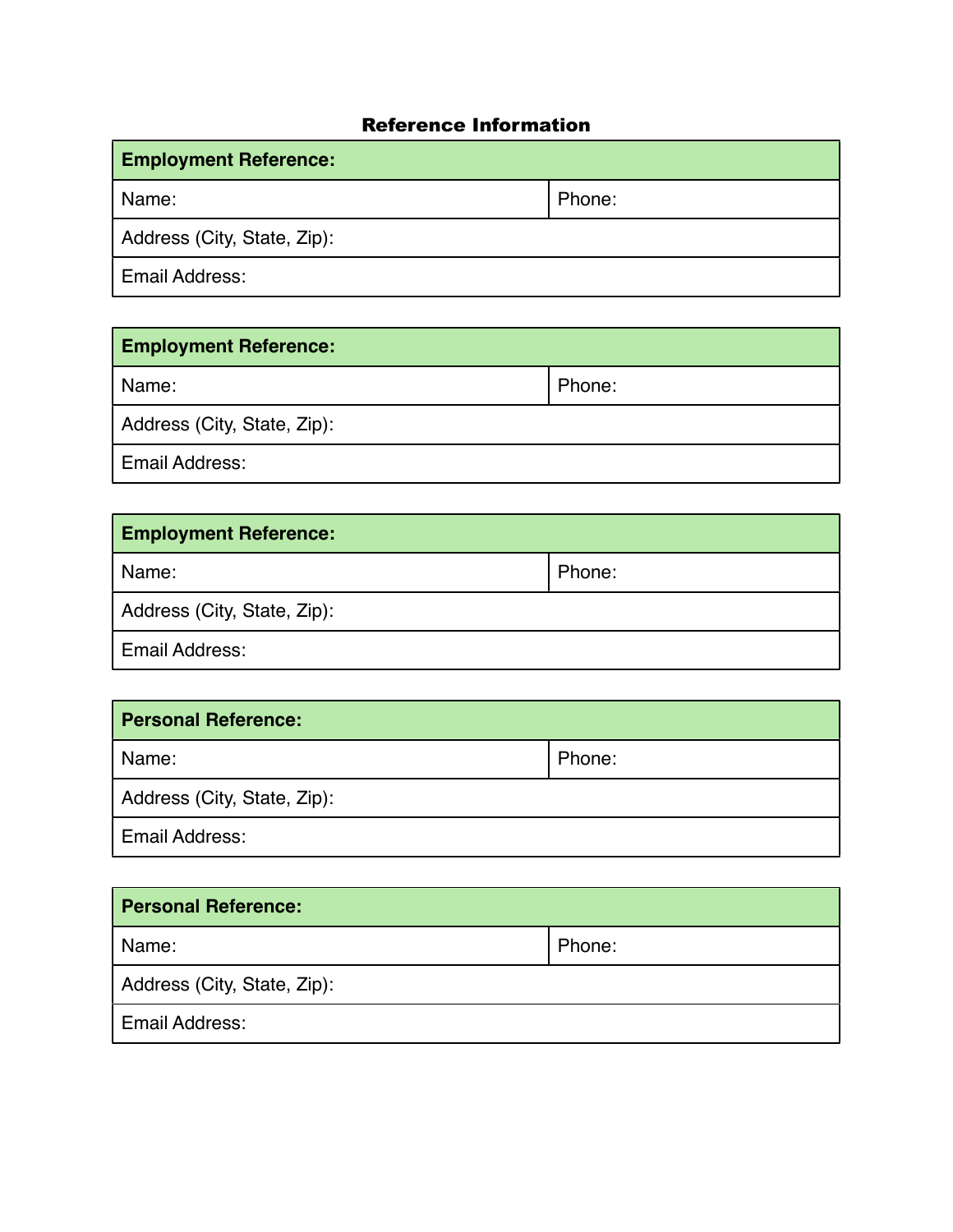## Reference Information

| Employment Reference: | |
|---|---|
| Name: | Phone: |
| Address (City, State, Zip): | |
| Email Address: | |

| Employment Reference: | |
|---|---|
| Name: | Phone: |
| Address (City, State, Zip): | |
| Email Address: | |

| Employment Reference: | |
|---|---|
| Name: | Phone: |
| Address (City, State, Zip): | |
| Email Address: | |

| Personal Reference: | |
|---|---|
| Name: | Phone: |
| Address (City, State, Zip): | |
| Email Address: | |

| Personal Reference: | |
|---|---|
| Name: | Phone: |
| Address (City, State, Zip): | |
| Email Address: | |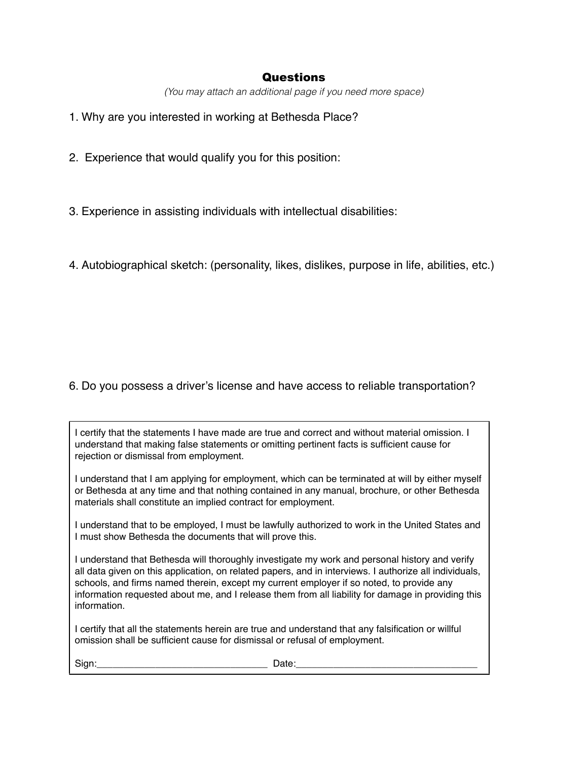## Questions

*(You may attach an additional page if you need more space)*

1. Why are you interested in working at Bethesda Place?

2. Experience that would qualify you for this position:

3. Experience in assisting individuals with intellectual disabilities:

4. Autobiographical sketch: (personality, likes, dislikes, purpose in life, abilities, etc.)

6. Do you possess a driver's license and have access to reliable transportation?

I certify that the statements I have made are true and correct and without material omission. I understand that making false statements or omitting pertinent facts is sufficient cause for rejection or dismissal from employment.

I understand that I am applying for employment, which can be terminated at will by either myself or Bethesda at any time and that nothing contained in any manual, brochure, or other Bethesda materials shall constitute an implied contract for employment.

I understand that to be employed, I must be lawfully authorized to work in the United States and I must show Bethesda the documents that will prove this.

I understand that Bethesda will thoroughly investigate my work and personal history and verify all data given on this application, on related papers, and in interviews. I authorize all individuals, schools, and firms named therein, except my current employer if so noted, to provide any information requested about me, and I release them from all liability for damage in providing this information.

I certify that all the statements herein are true and understand that any falsification or willful omission shall be sufficient cause for dismissal or refusal of employment.

Sign:________________________________ Date:__________________________________